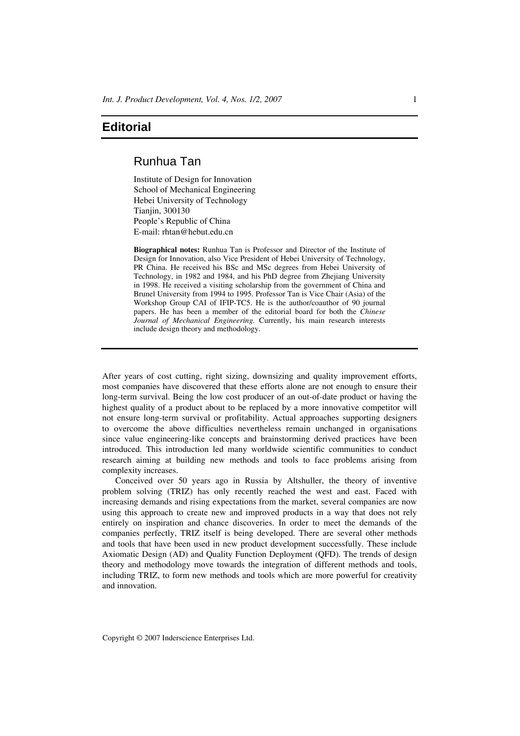# Editorial

## Runhua Tan

Institute of Design for Innovation
School of Mechanical Engineering
Hebei University of Technology
Tianjin, 300130
People's Republic of China
E-mail: rhtan@hebut.edu.cn

**Biographical notes:** Runhua Tan is Professor and Director of the Institute of Design for Innovation, also Vice President of Hebei University of Technology, PR China. He received his BSc and MSc degrees from Hebei University of Technology, in 1982 and 1984, and his PhD degree from Zhejiang University in 1998. He received a visiting scholarship from the government of China and Brunel University from 1994 to 1995. Professor Tan is Vice Chair (Asia) of the Workshop Group CAI of IFIP-TC5. He is the author/coauthor of 90 journal papers. He has been a member of the editorial board for both the *Chinese Journal of Mechanical Engineering.* Currently, his main research interests include design theory and methodology.

After years of cost cutting, right sizing, downsizing and quality improvement efforts, most companies have discovered that these efforts alone are not enough to ensure their long-term survival. Being the low cost producer of an out-of-date product or having the highest quality of a product about to be replaced by a more innovative competitor will not ensure long-term survival or profitability. Actual approaches supporting designers to overcome the above difficulties nevertheless remain unchanged in organisations since value engineering-like concepts and brainstorming derived practices have been introduced. This introduction led many worldwide scientific communities to conduct research aiming at building new methods and tools to face problems arising from complexity increases.

Conceived over 50 years ago in Russia by Altshuller, the theory of inventive problem solving (TRIZ) has only recently reached the west and east. Faced with increasing demands and rising expectations from the market, several companies are now using this approach to create new and improved products in a way that does not rely entirely on inspiration and chance discoveries. In order to meet the demands of the companies perfectly, TRIZ itself is being developed. There are several other methods and tools that have been used in new product development successfully. These include Axiomatic Design (AD) and Quality Function Deployment (QFD). The trends of design theory and methodology move towards the integration of different methods and tools, including TRIZ, to form new methods and tools which are more powerful for creativity and innovation.

Copyright © 2007 Inderscience Enterprises Ltd.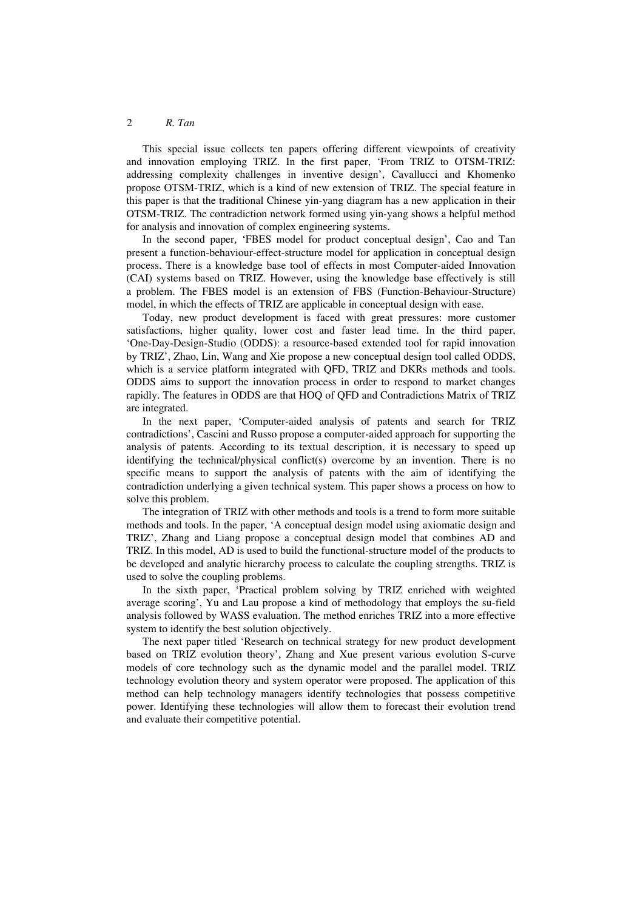This special issue collects ten papers offering different viewpoints of creativity and innovation employing TRIZ. In the first paper, 'From TRIZ to OTSM-TRIZ: addressing complexity challenges in inventive design', Cavallucci and Khomenko propose OTSM-TRIZ, which is a kind of new extension of TRIZ. The special feature in this paper is that the traditional Chinese yin-yang diagram has a new application in their OTSM-TRIZ. The contradiction network formed using yin-yang shows a helpful method for analysis and innovation of complex engineering systems.

In the second paper, 'FBES model for product conceptual design', Cao and Tan present a function-behaviour-effect-structure model for application in conceptual design process. There is a knowledge base tool of effects in most Computer-aided Innovation (CAI) systems based on TRIZ. However, using the knowledge base effectively is still a problem. The FBES model is an extension of FBS (Function-Behaviour-Structure) model, in which the effects of TRIZ are applicable in conceptual design with ease.

Today, new product development is faced with great pressures: more customer satisfactions, higher quality, lower cost and faster lead time. In the third paper, 'One-Day-Design-Studio (ODDS): a resource-based extended tool for rapid innovation by TRIZ', Zhao, Lin, Wang and Xie propose a new conceptual design tool called ODDS, which is a service platform integrated with QFD, TRIZ and DKRs methods and tools. ODDS aims to support the innovation process in order to respond to market changes rapidly. The features in ODDS are that HOQ of QFD and Contradictions Matrix of TRIZ are integrated.

In the next paper, 'Computer-aided analysis of patents and search for TRIZ contradictions', Cascini and Russo propose a computer-aided approach for supporting the analysis of patents. According to its textual description, it is necessary to speed up identifying the technical/physical conflict(s) overcome by an invention. There is no specific means to support the analysis of patents with the aim of identifying the contradiction underlying a given technical system. This paper shows a process on how to solve this problem.

The integration of TRIZ with other methods and tools is a trend to form more suitable methods and tools. In the paper, 'A conceptual design model using axiomatic design and TRIZ', Zhang and Liang propose a conceptual design model that combines AD and TRIZ. In this model, AD is used to build the functional-structure model of the products to be developed and analytic hierarchy process to calculate the coupling strengths. TRIZ is used to solve the coupling problems.

In the sixth paper, 'Practical problem solving by TRIZ enriched with weighted average scoring', Yu and Lau propose a kind of methodology that employs the su-field analysis followed by WASS evaluation. The method enriches TRIZ into a more effective system to identify the best solution objectively.

The next paper titled 'Research on technical strategy for new product development based on TRIZ evolution theory', Zhang and Xue present various evolution S-curve models of core technology such as the dynamic model and the parallel model. TRIZ technology evolution theory and system operator were proposed. The application of this method can help technology managers identify technologies that possess competitive power. Identifying these technologies will allow them to forecast their evolution trend and evaluate their competitive potential.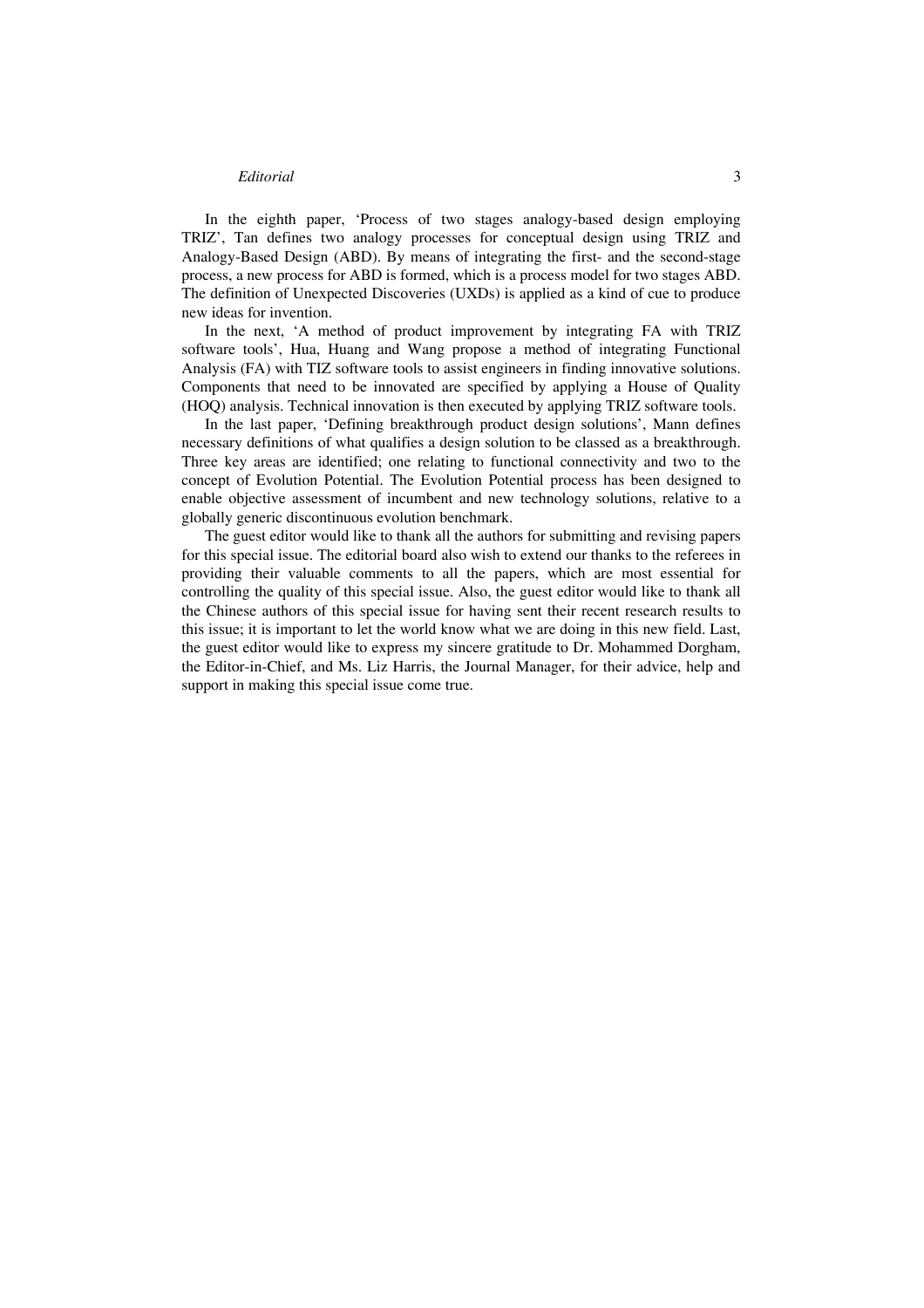In the eighth paper, 'Process of two stages analogy-based design employing TRIZ', Tan defines two analogy processes for conceptual design using TRIZ and Analogy-Based Design (ABD). By means of integrating the first- and the second-stage process, a new process for ABD is formed, which is a process model for two stages ABD. The definition of Unexpected Discoveries (UXDs) is applied as a kind of cue to produce new ideas for invention.

In the next, 'A method of product improvement by integrating FA with TRIZ software tools', Hua, Huang and Wang propose a method of integrating Functional Analysis (FA) with TIZ software tools to assist engineers in finding innovative solutions. Components that need to be innovated are specified by applying a House of Quality (HOQ) analysis. Technical innovation is then executed by applying TRIZ software tools.

In the last paper, 'Defining breakthrough product design solutions', Mann defines necessary definitions of what qualifies a design solution to be classed as a breakthrough. Three key areas are identified; one relating to functional connectivity and two to the concept of Evolution Potential. The Evolution Potential process has been designed to enable objective assessment of incumbent and new technology solutions, relative to a globally generic discontinuous evolution benchmark.

The guest editor would like to thank all the authors for submitting and revising papers for this special issue. The editorial board also wish to extend our thanks to the referees in providing their valuable comments to all the papers, which are most essential for controlling the quality of this special issue. Also, the guest editor would like to thank all the Chinese authors of this special issue for having sent their recent research results to this issue; it is important to let the world know what we are doing in this new field. Last, the guest editor would like to express my sincere gratitude to Dr. Mohammed Dorgham, the Editor-in-Chief, and Ms. Liz Harris, the Journal Manager, for their advice, help and support in making this special issue come true.